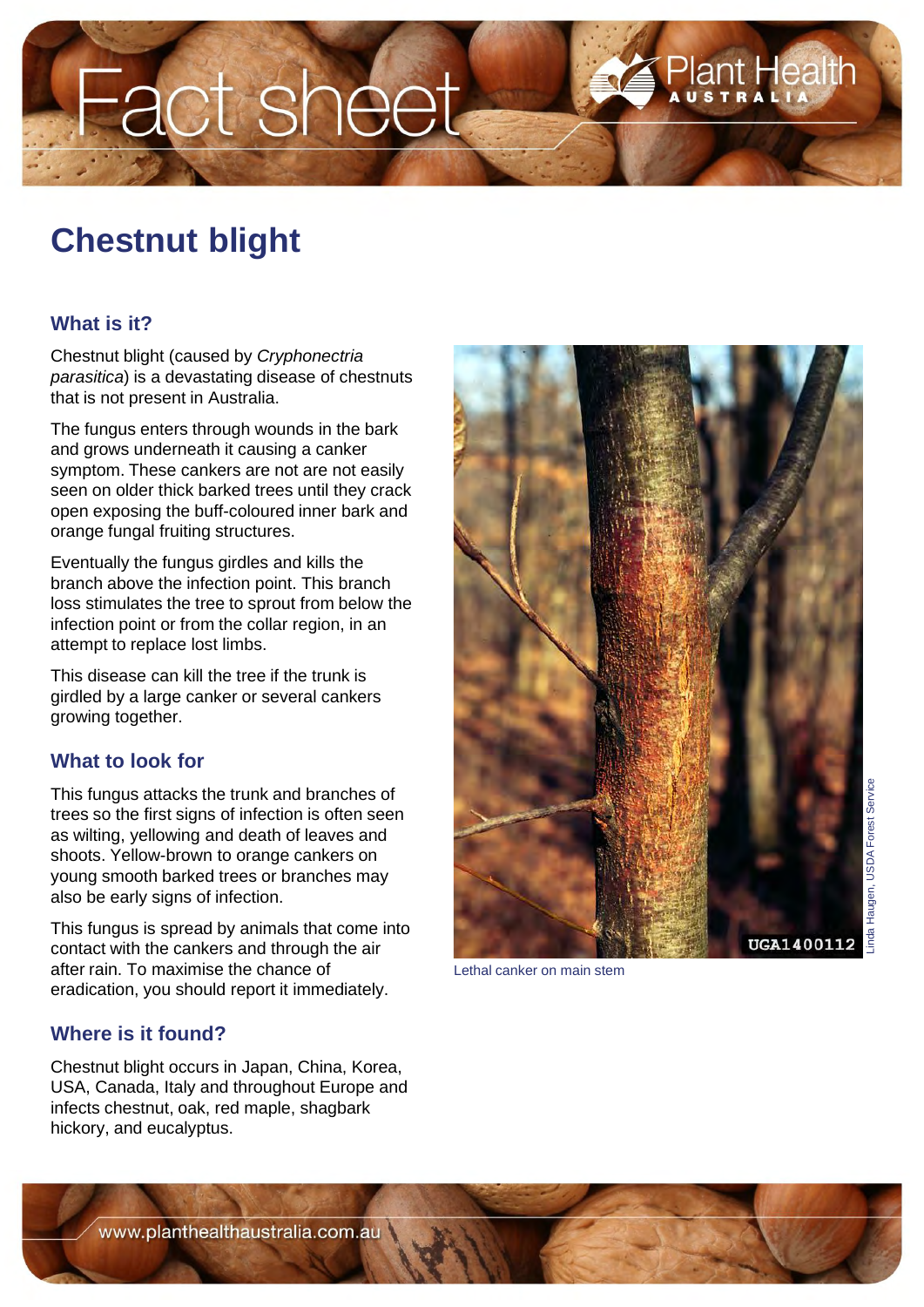# Chestnut blight

## What is it?

Chestnut blight (caused by *Cryphonectria parasitica*) is a devastating disease of chestnuts that is not present in Australia.

The fungus enters through wounds in the bark and grows underneath it causing a canker symptom. These cankers are not easily seen on older thick barked trees until they crack open exposing the buff-coloured inner bark and orange fungal fruiting structures.

Eventually the fungus girdles and kills the branch above the infection point. This branch loss stimulates the tree to sprout from below the infection point or from the collar region, in an attempt to replace lost limbs.

This disease can kill the tree if the trunk is girdled by a large canker or several cankers growing together.

## What to look for

This fungus attacks the trunk and branches of trees so the first signs of infection is often seen as wilting, yellowing and death of leaves and shoots. Yellow-brown to orange cankers on young smooth barked trees or branches may also be early signs of infection.

This fungus is spread by animals that come into contact with the cankers and through the air after rain. To maximise the chance of eradication, you should report it immediately.

## Where is it found?

Chestnut blight occurs in Japan, China, Korea, USA, Canada, Italy and throughout Europe and infects chestnut, oak, red maple, shagbark hickory, and eucalyptus.

Lethal canker on main stem

Linda Haugen, USDA Forest Service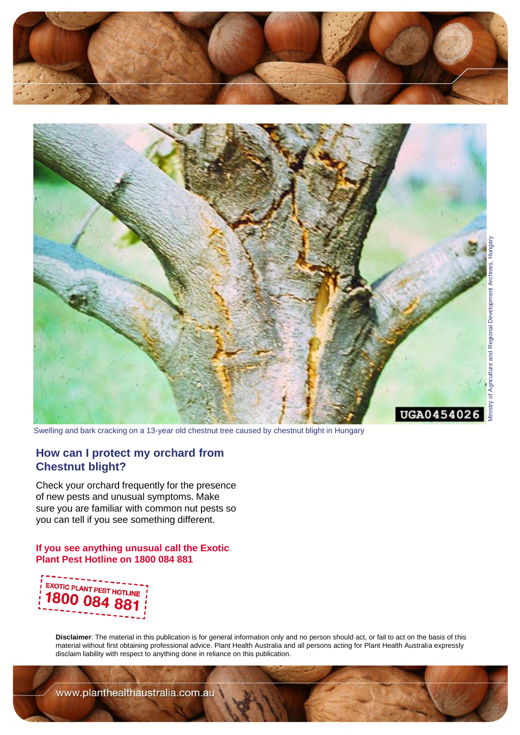Swelling and bark cracking on a 13-year old chestnut tree caused by chestnut blight in Hungary

## How can I protect my orchard from Chestnut blight?

Check your orchard frequently for the presence of new pests and unusual symptoms. Make sure you are familiar with common nut pests so you can tell if you see something different.

**If you see anything unusual call the Exotic Plant Pest Hotline on 1800 084 881**

EXOTIC PLANT PEST HOTLINE
1800 084 881

**Disclaimer**: The material in this publication is for general information only and no person should act, or fail to act on the basis of this material without first obtaining professional advice. Plant Health Australia and all persons acting for Plant Health Australia expressly disclaim liability with respect to anything done in reliance on this publication.

www.planthealthaustralia.com.au